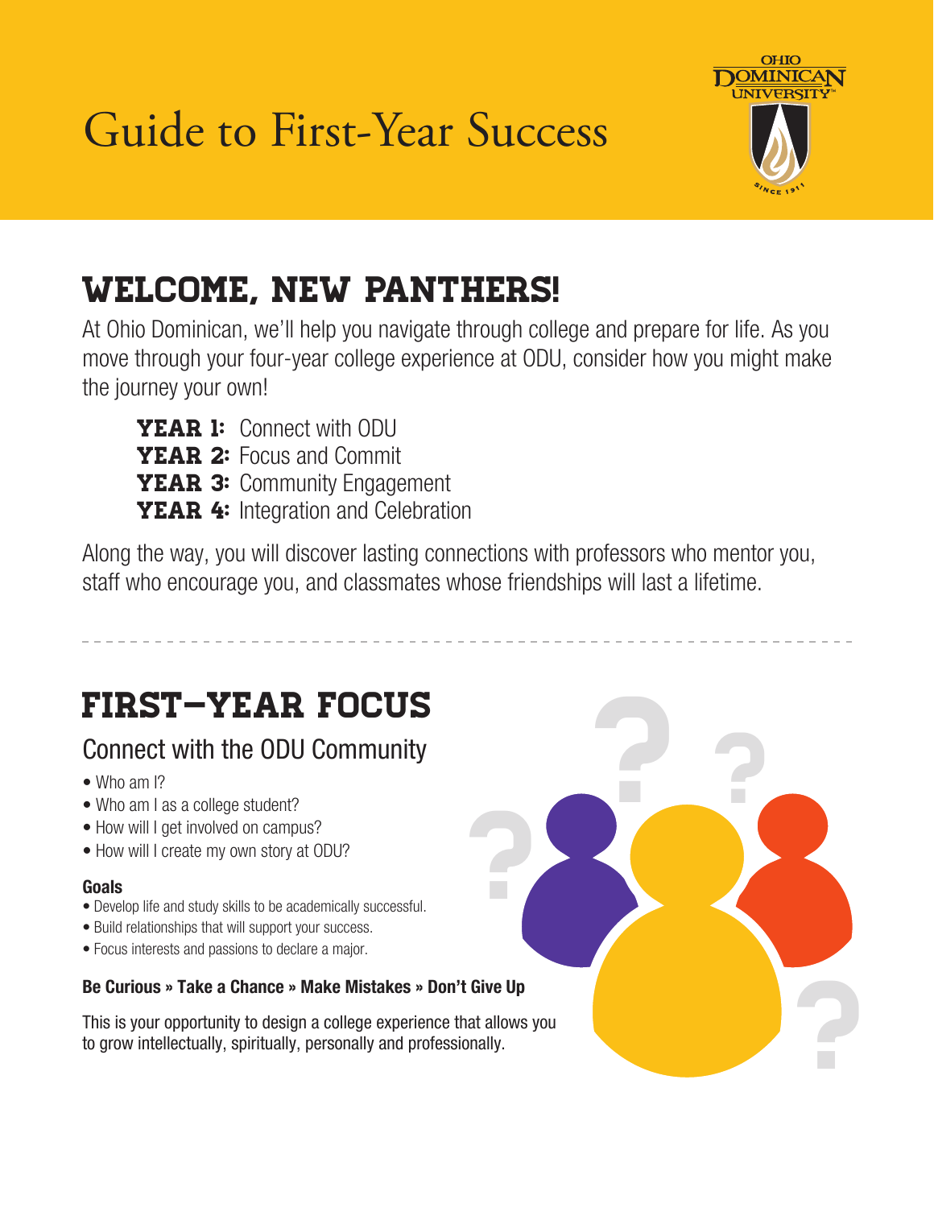# Guide to First-Year Success

## WELCOME, NEW PANTHERS!

At Ohio Dominican, we'll help you navigate through college and prepare for life. As you move through your four-year college experience at ODU, consider how you might make the journey your own!

**YEAR 1:** Connect with ODU
**YEAR 2:** Focus and Commit
**YEAR 3:** Community Engagement
**YEAR 4:** Integration and Celebration

Along the way, you will discover lasting connections with professors who mentor you, staff who encourage you, and classmates whose friendships will last a lifetime.

## FIRST-YEAR FOCUS

### Connect with the ODU Community

- Who am I?
- Who am I as a college student?
- How will I get involved on campus?
- How will I create my own story at ODU?

**Goals**

- Develop life and study skills to be academically successful.
- Build relationships that will support your success.
- Focus interests and passions to declare a major.

**Be Curious » Take a Chance » Make Mistakes » Don't Give Up**

This is your opportunity to design a college experience that allows you to grow intellectually, spiritually, personally and professionally.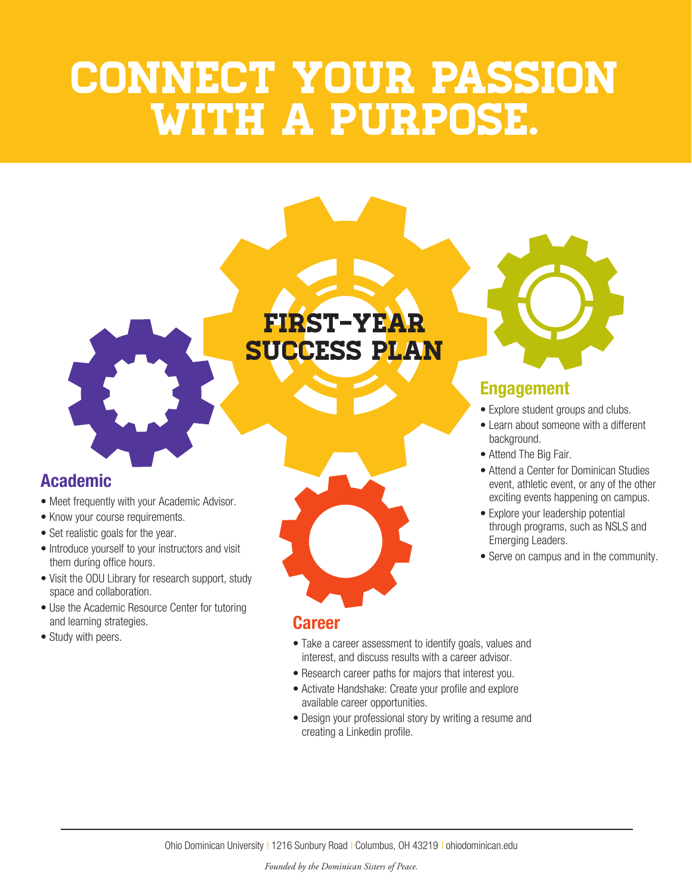# CONNECT YOUR PASSION WITH A PURPOSE.

## FIRST-YEAR SUCCESS PLAN

### Academic

- Meet frequently with your Academic Advisor.
- Know your course requirements.
- Set realistic goals for the year.
- Introduce yourself to your instructors and visit them during office hours.
- Visit the ODU Library for research support, study space and collaboration.
- Use the Academic Resource Center for tutoring and learning strategies.
- Study with peers.

### Career

- Take a career assessment to identify goals, values and interest, and discuss results with a career advisor.
- Research career paths for majors that interest you.
- Activate Handshake: Create your profile and explore available career opportunities.
- Design your professional story by writing a resume and creating a Linkedin profile.

### Engagement

- Explore student groups and clubs.
- Learn about someone with a different background.
- Attend The Big Fair.
- Attend a Center for Dominican Studies event, athletic event, or any of the other exciting events happening on campus.
- Explore your leadership potential through programs, such as NSLS and Emerging Leaders.
- Serve on campus and in the community.

---

Ohio Dominican University | 1216 Sunbury Road | Columbus, OH 43219 | ohiodominican.edu

*Founded by the Dominican Sisters of Peace.*